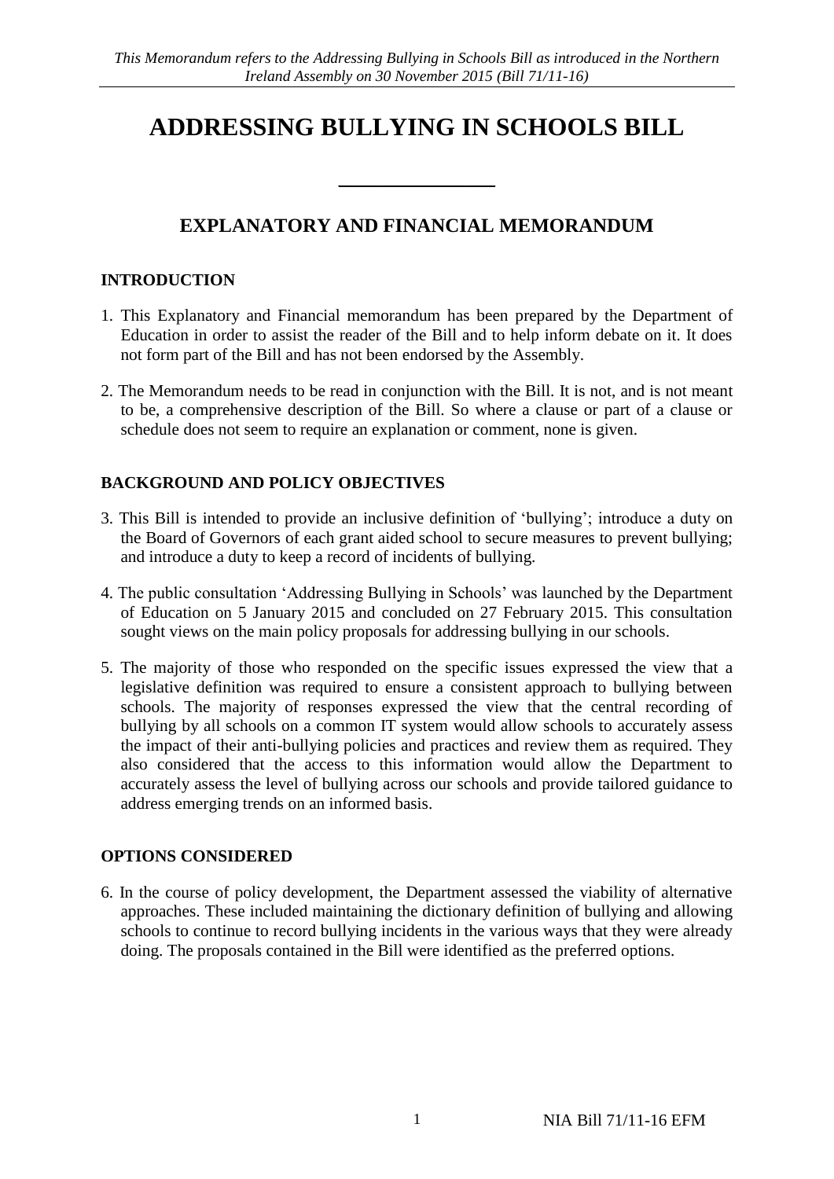*This Memorandum refers to the Addressing Bullying in Schools Bill as introduced in the Northern Ireland Assembly on 30 November 2015 (Bill 71/11-16)*

# ADDRESSING BULLYING IN SCHOOLS BILL

---

## EXPLANATORY AND FINANCIAL MEMORANDUM

### INTRODUCTION

1. This Explanatory and Financial memorandum has been prepared by the Department of Education in order to assist the reader of the Bill and to help inform debate on it. It does not form part of the Bill and has not been endorsed by the Assembly.

2. The Memorandum needs to be read in conjunction with the Bill. It is not, and is not meant to be, a comprehensive description of the Bill. So where a clause or part of a clause or schedule does not seem to require an explanation or comment, none is given.

### BACKGROUND AND POLICY OBJECTIVES

3. This Bill is intended to provide an inclusive definition of 'bullying'; introduce a duty on the Board of Governors of each grant aided school to secure measures to prevent bullying; and introduce a duty to keep a record of incidents of bullying.

4. The public consultation 'Addressing Bullying in Schools' was launched by the Department of Education on 5 January 2015 and concluded on 27 February 2015. This consultation sought views on the main policy proposals for addressing bullying in our schools.

5. The majority of those who responded on the specific issues expressed the view that a legislative definition was required to ensure a consistent approach to bullying between schools. The majority of responses expressed the view that the central recording of bullying by all schools on a common IT system would allow schools to accurately assess the impact of their anti-bullying policies and practices and review them as required. They also considered that the access to this information would allow the Department to accurately assess the level of bullying across our schools and provide tailored guidance to address emerging trends on an informed basis.

### OPTIONS CONSIDERED

6. In the course of policy development, the Department assessed the viability of alternative approaches. These included maintaining the dictionary definition of bullying and allowing schools to continue to record bullying incidents in the various ways that they were already doing. The proposals contained in the Bill were identified as the preferred options.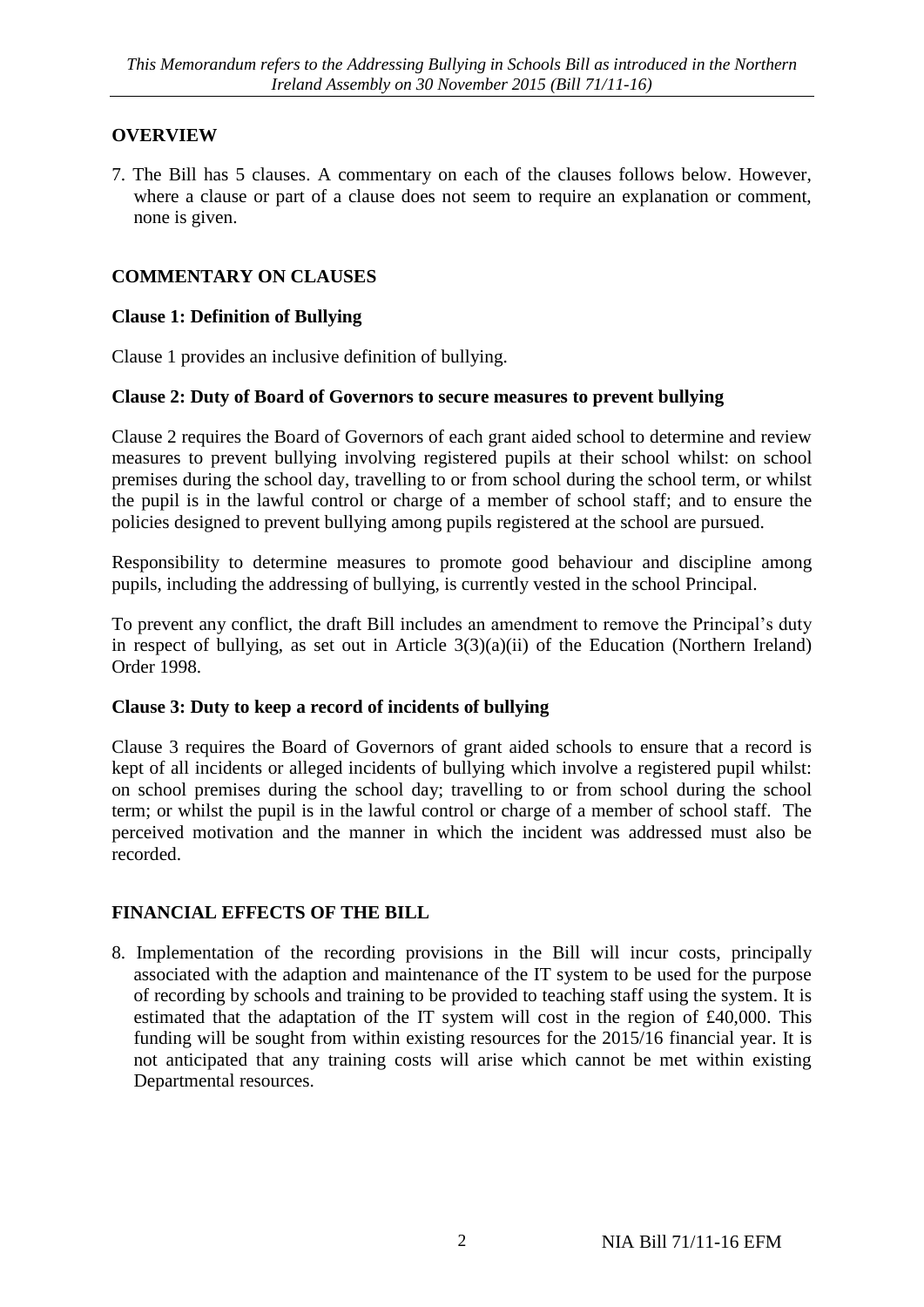## OVERVIEW

7. The Bill has 5 clauses. A commentary on each of the clauses follows below. However, where a clause or part of a clause does not seem to require an explanation or comment, none is given.

## COMMENTARY ON CLAUSES

### Clause 1: Definition of Bullying

Clause 1 provides an inclusive definition of bullying.

### Clause 2: Duty of Board of Governors to secure measures to prevent bullying

Clause 2 requires the Board of Governors of each grant aided school to determine and review measures to prevent bullying involving registered pupils at their school whilst: on school premises during the school day, travelling to or from school during the school term, or whilst the pupil is in the lawful control or charge of a member of school staff; and to ensure the policies designed to prevent bullying among pupils registered at the school are pursued.

Responsibility to determine measures to promote good behaviour and discipline among pupils, including the addressing of bullying, is currently vested in the school Principal.

To prevent any conflict, the draft Bill includes an amendment to remove the Principal's duty in respect of bullying, as set out in Article 3(3)(a)(ii) of the Education (Northern Ireland) Order 1998.

### Clause 3: Duty to keep a record of incidents of bullying

Clause 3 requires the Board of Governors of grant aided schools to ensure that a record is kept of all incidents or alleged incidents of bullying which involve a registered pupil whilst: on school premises during the school day; travelling to or from school during the school term; or whilst the pupil is in the lawful control or charge of a member of school staff. The perceived motivation and the manner in which the incident was addressed must also be recorded.

## FINANCIAL EFFECTS OF THE BILL

8. Implementation of the recording provisions in the Bill will incur costs, principally associated with the adaption and maintenance of the IT system to be used for the purpose of recording by schools and training to be provided to teaching staff using the system. It is estimated that the adaptation of the IT system will cost in the region of £40,000. This funding will be sought from within existing resources for the 2015/16 financial year. It is not anticipated that any training costs will arise which cannot be met within existing Departmental resources.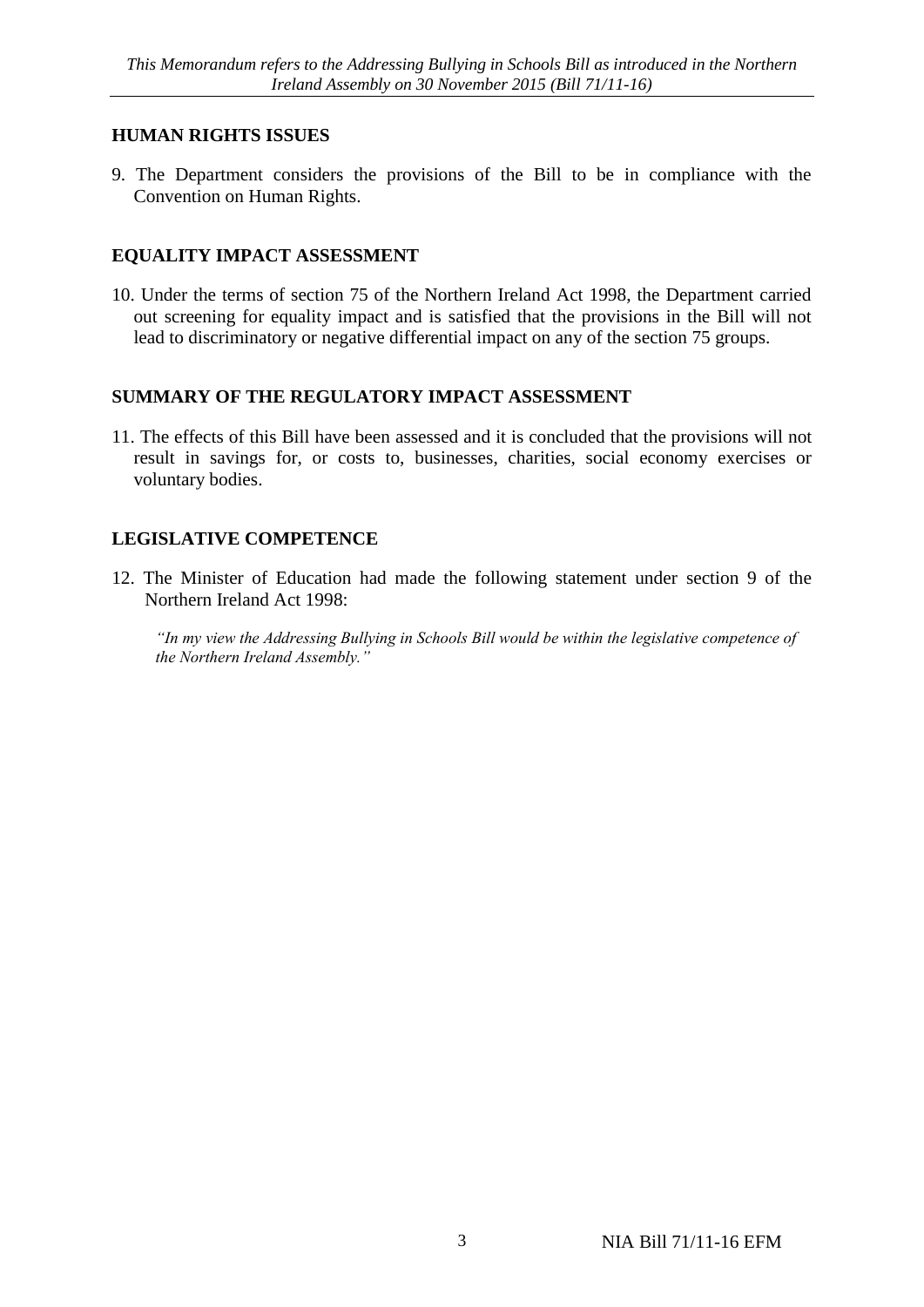## HUMAN RIGHTS ISSUES

9. The Department considers the provisions of the Bill to be in compliance with the Convention on Human Rights.

## EQUALITY IMPACT ASSESSMENT

10. Under the terms of section 75 of the Northern Ireland Act 1998, the Department carried out screening for equality impact and is satisfied that the provisions in the Bill will not lead to discriminatory or negative differential impact on any of the section 75 groups.

## SUMMARY OF THE REGULATORY IMPACT ASSESSMENT

11. The effects of this Bill have been assessed and it is concluded that the provisions will not result in savings for, or costs to, businesses, charities, social economy exercises or voluntary bodies.

## LEGISLATIVE COMPETENCE

12. The Minister of Education had made the following statement under section 9 of the Northern Ireland Act 1998:

> *"In my view the Addressing Bullying in Schools Bill would be within the legislative competence of the Northern Ireland Assembly."*